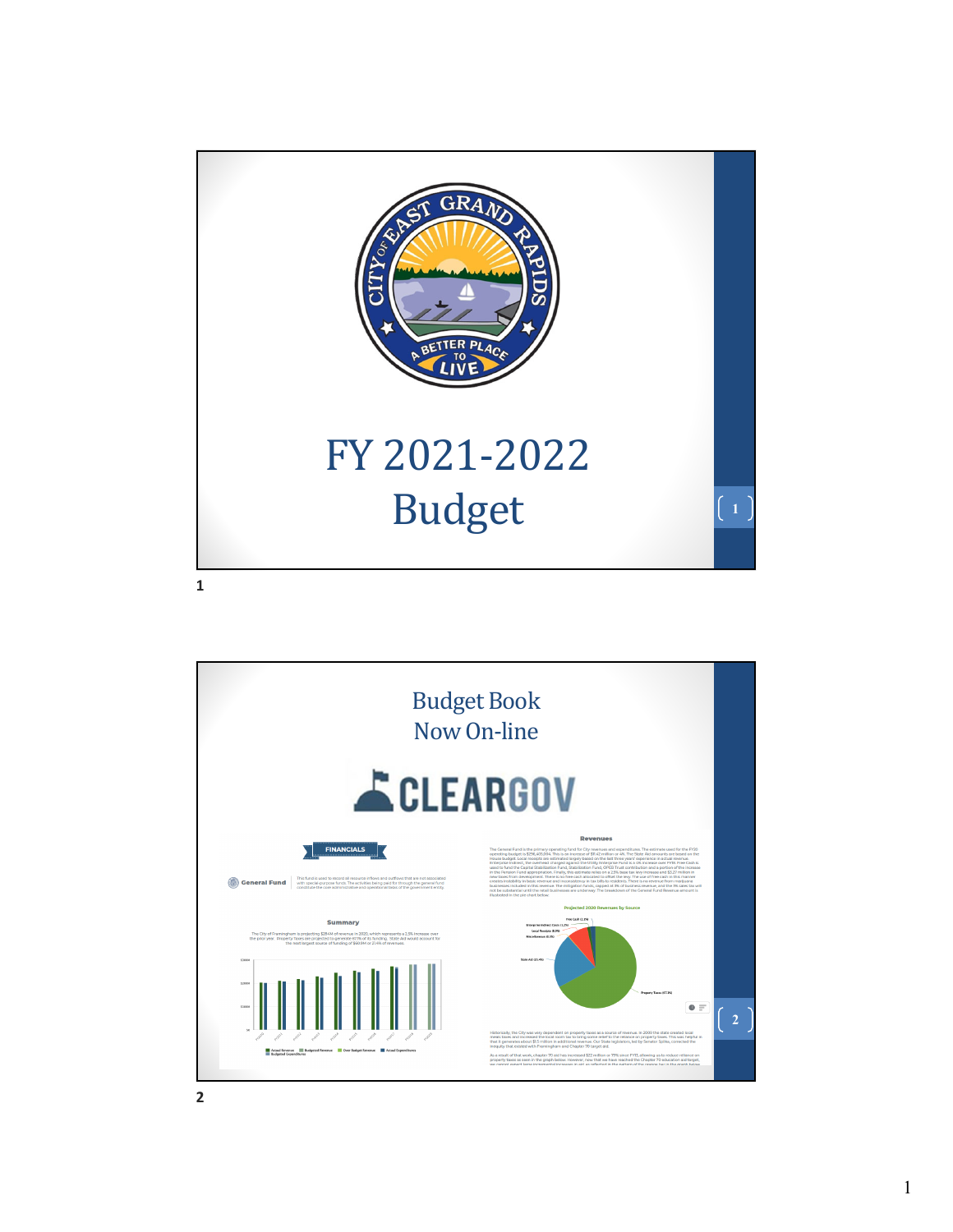FY 2021-2022 Budget

Budget Book Now On-line

CLEARGOV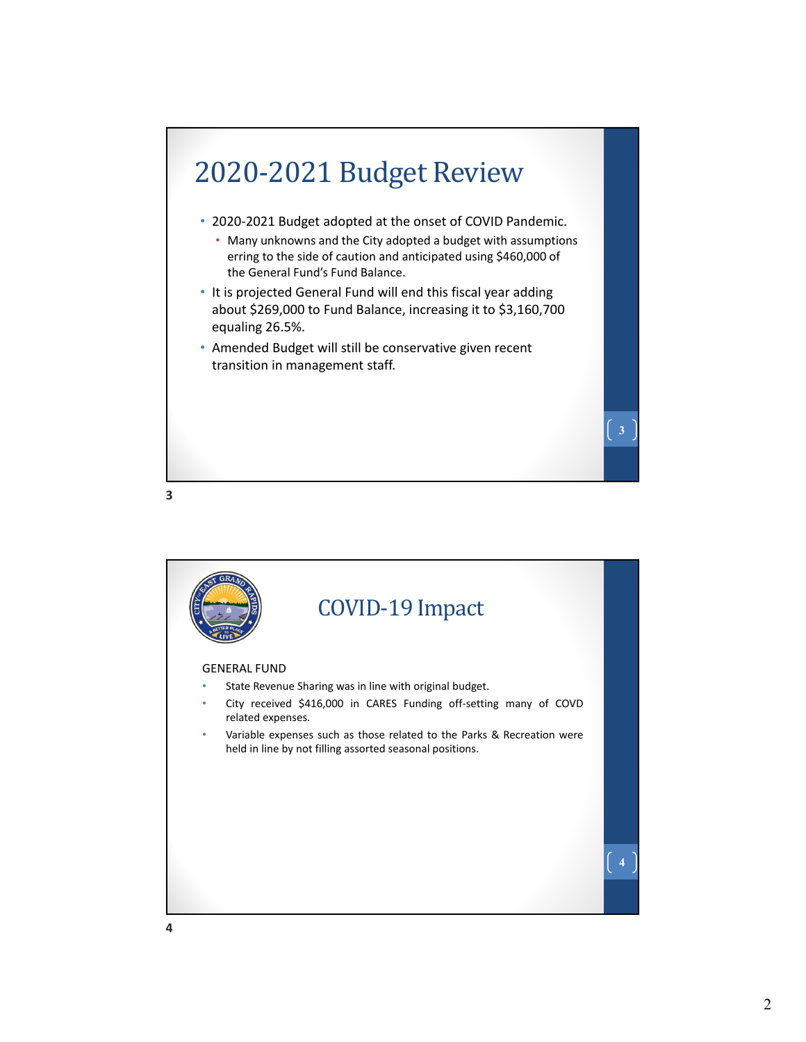# 2020-2021 Budget Review

- 2020-2021 Budget adopted at the onset of COVID Pandemic.
  - Many unknowns and the City adopted a budget with assumptions erring to the side of caution and anticipated using $460,000 of the General Fund's Fund Balance.
- It is projected General Fund will end this fiscal year adding about $269,000 to Fund Balance, increasing it to $3,160,700 equaling 26.5%.
- Amended Budget will still be conservative given recent transition in management staff.

# COVID-19 Impact

GENERAL FUND

- State Revenue Sharing was in line with original budget.
- City received $416,000 in CARES Funding off-setting many of COVD related expenses.
- Variable expenses such as those related to the Parks & Recreation were held in line by not filling assorted seasonal positions.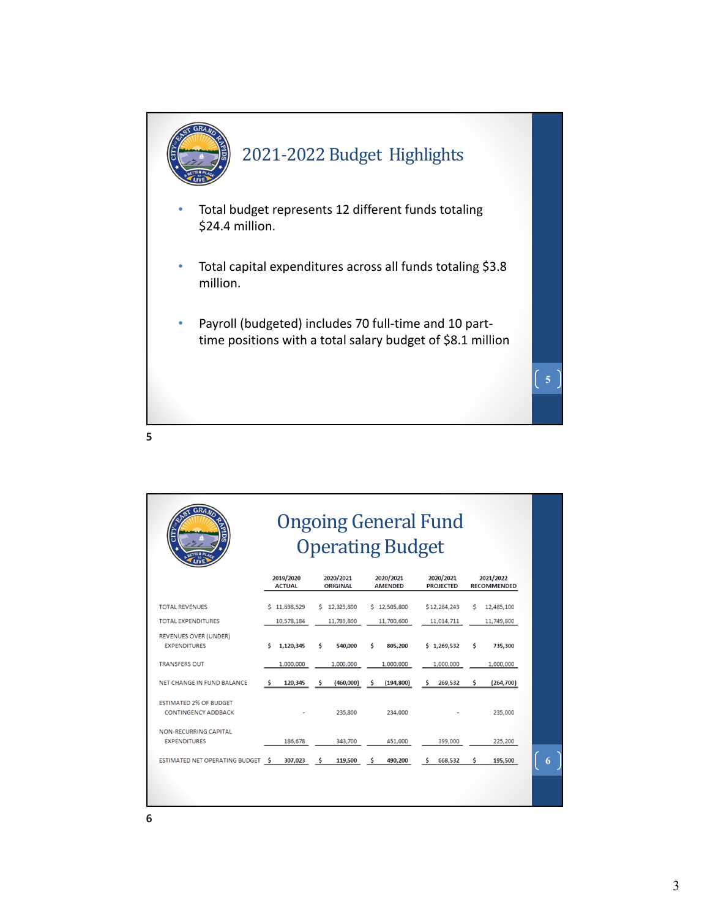# 2021-2022 Budget Highlights

- Total budget represents 12 different funds totaling $24.4 million.
- Total capital expenditures across all funds totaling $3.8 million.
- Payroll (budgeted) includes 70 full-time and 10 part-time positions with a total salary budget of $8.1 million

# Ongoing General Fund Operating Budget

| | 2019/2020 ACTUAL | 2020/2021 ORIGINAL | 2020/2021 AMENDED | 2020/2021 PROJECTED | 2021/2022 RECOMMENDED |
|---|---|---|---|---|---|
| TOTAL REVENUES | $ 11,698,529 | $ 12,329,800 | $ 12,505,800 | $ 12,284,243 | $ 12,485,100 |
| TOTAL EXPENDITURES | 10,578,184 | 11,789,800 | 11,700,600 | 11,014,711 | 11,749,800 |
| REVENUES OVER (UNDER) EXPENDITURES | **$ 1,120,345** | **$ 540,000** | **$ 805,200** | **$ 1,269,532** | **$ 735,300** |
| TRANSFERS OUT | 1,000,000 | 1,000,000 | 1,000,000 | 1,000,000 | 1,000,000 |
| NET CHANGE IN FUND BALANCE | **$ 120,345** | **$ (460,000)** | **$ (194,800)** | **$ 269,532** | **$ (264,700)** |
| ESTIMATED 2% OF BUDGET CONTINGENCY ADDBACK | - | 235,800 | 234,000 | - | 235,000 |
| NON-RECURRING CAPITAL EXPENDITURES | 186,678 | 343,700 | 451,000 | 399,000 | 225,200 |
| ESTIMATED NET OPERATING BUDGET | **$ 307,023** | **$ 119,500** | **$ 490,200** | **$ 668,532** | **$ 195,500** |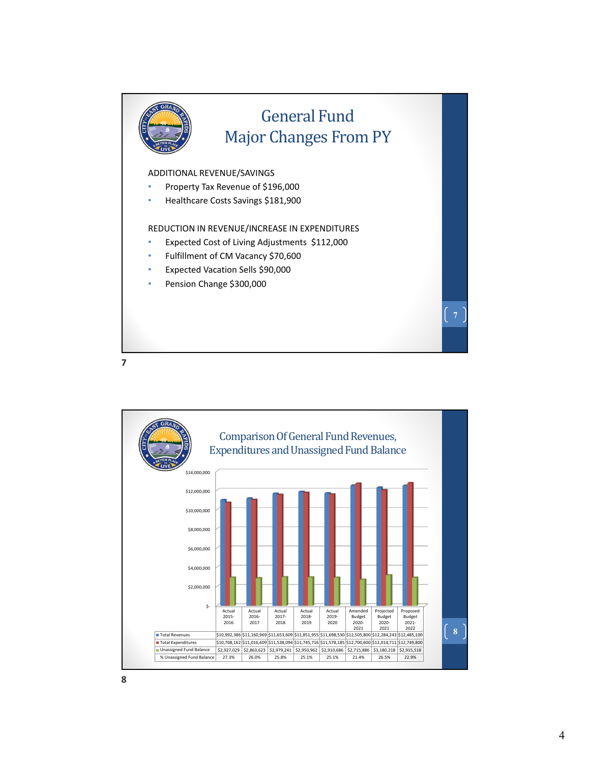# General Fund
## Major Changes From PY

ADDITIONAL REVENUE/SAVINGS

- Property Tax Revenue of $196,000
- Healthcare Costs Savings $181,900

REDUCTION IN REVENUE/INCREASE IN EXPENDITURES

- Expected Cost of Living Adjustments $112,000
- Fulfillment of CM Vacancy $70,600
- Expected Vacation Sells $90,000
- Pension Change $300,000

## Comparison Of General Fund Revenues, Expenditures and Unassigned Fund Balance

| | Actual 2015-2016 | Actual 2016-2017 | Actual 2017-2018 | Actual 2018-2019 | Actual 2019-2020 | Amended Budget 2020-2021 | Projected Budget 2020-2021 | Proposed Budget 2021-2022 |
|---|---|---|---|---|---|---|---|---|
| Total Revenues | $10,992,386 | $11,160,969 | $11,653,609 | $11,851,955 | $11,698,530 | $12,505,800 | $12,284,243 | $12,485,100 |
| Total Expenditures | $10,708,162 | $11,016,609 | $11,538,094 | $11,745,716 | $11,578,185 | $12,700,600 | $12,014,711 | $12,749,800 |
| Unassigned Fund Balance | $2,927,029 | $2,863,623 | $2,979,241 | $2,950,962 | $2,910,686 | $2,715,886 | $3,180,218 | $2,915,518 |
| % Unassigned Fund Balance | 27.3% | 26.0% | 25.8% | 25.1% | 25.1% | 21.4% | 26.5% | 22.9% |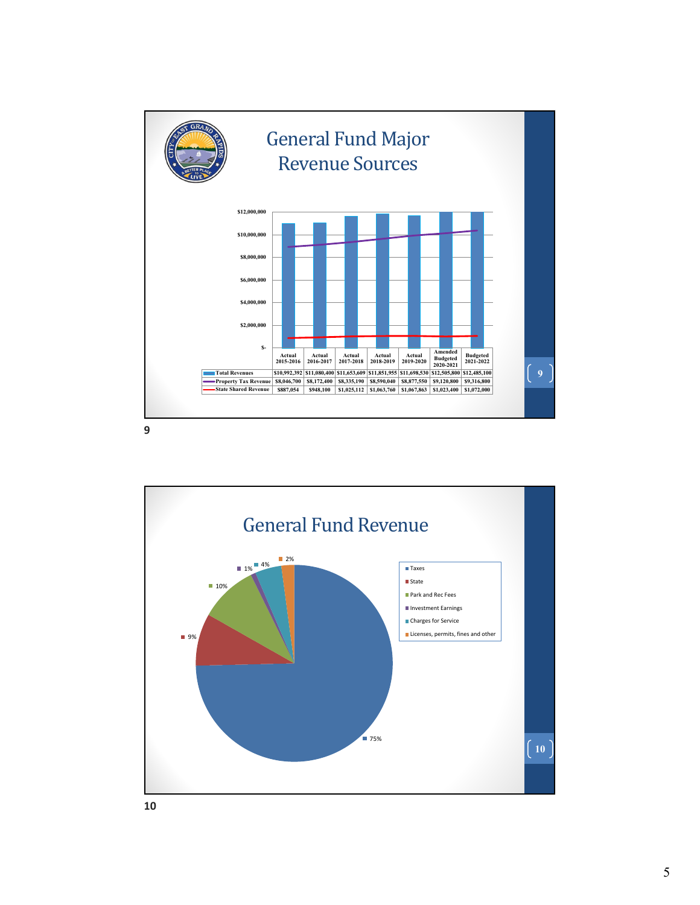# General Fund Major Revenue Sources

$12,000,000
$10,000,000
$8,000,000
$6,000,000
$4,000,000
$2,000,000
$-

| | Actual 2015-2016 | Actual 2016-2017 | Actual 2017-2018 | Actual 2018-2019 | Actual 2019-2020 | Amended Budgeted 2020-2021 | Budgeted 2021-2022 |
|---|---|---|---|---|---|---|---|
| Total Revenues | $10,992,392 | $11,080,400 | $11,653,609 | $11,851,955 | $11,698,530 | $12,505,800 | $12,485,100 |
| Property Tax Revenue | $8,046,700 | $8,172,400 | $8,335,190 | $8,590,040 | $8,877,550 | $9,120,800 | $9,316,800 |
| State Shared Revenue | $887,054 | $948,100 | $1,025,112 | $1,063,760 | $1,067,863 | $1,023,400 | $1,072,000 |

# General Fund Revenue

75%
9%
10%
1%
4%
2%

Taxes
State
Park and Rec Fees
Investment Earnings
Charges for Service
Licenses, permits, fines and other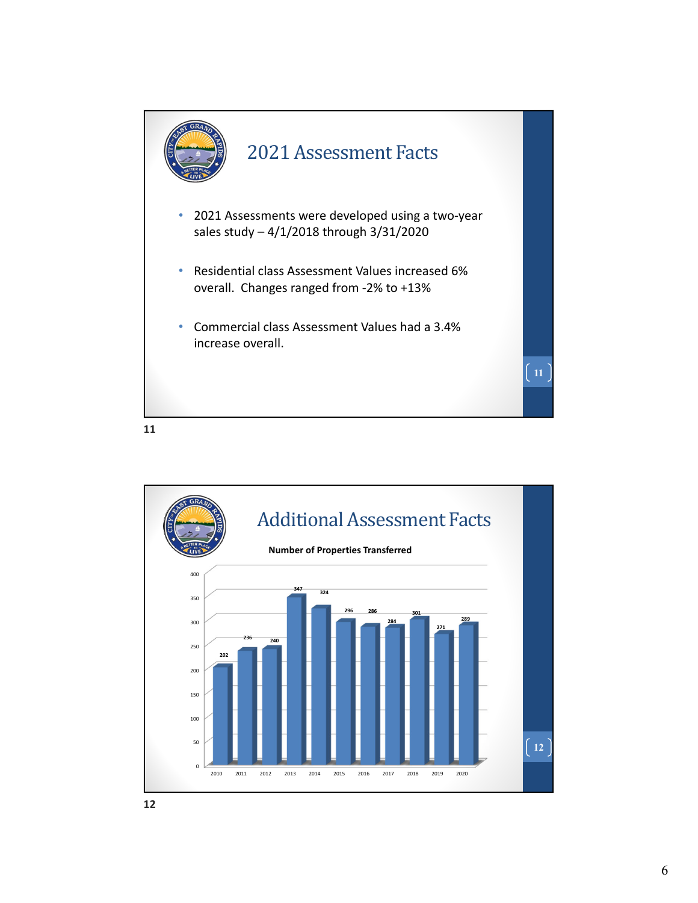# 2021 Assessment Facts

- 2021 Assessments were developed using a two-year sales study – 4/1/2018 through 3/31/2020
- Residential class Assessment Values increased 6% overall. Changes ranged from -2% to +13%
- Commercial class Assessment Values had a 3.4% increase overall.

# Additional Assessment Facts

**Number of Properties Transferred**

400
350
300
250
200
150
100
50
0

202
236
240
347
324
296
286
284
301
271
289

2010 2011 2012 2013 2014 2015 2016 2017 2018 2019 2020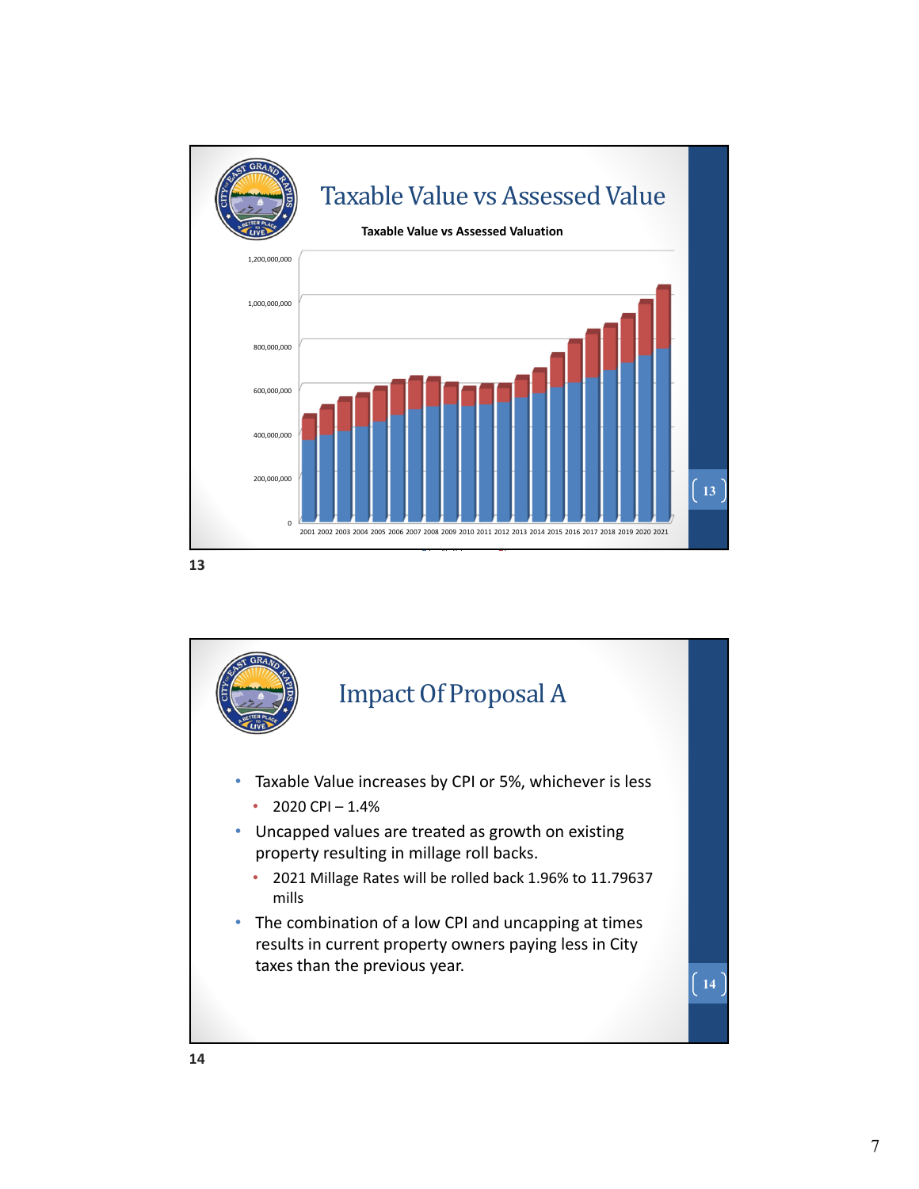## Taxable Value vs Assessed Value

**Taxable Value vs Assessed Valuation**

1,200,000,000
1,000,000,000
800,000,000
600,000,000
400,000,000
200,000,000
0

2001 2002 2003 2004 2005 2006 2007 2008 2009 2010 2011 2012 2013 2014 2015 2016 2017 2018 2019 2020 2021

## Impact Of Proposal A

- Taxable Value increases by CPI or 5%, whichever is less
  - 2020 CPI – 1.4%
- Uncapped values are treated as growth on existing property resulting in millage roll backs.
  - 2021 Millage Rates will be rolled back 1.96% to 11.79637 mills
- The combination of a low CPI and uncapping at times results in current property owners paying less in City taxes than the previous year.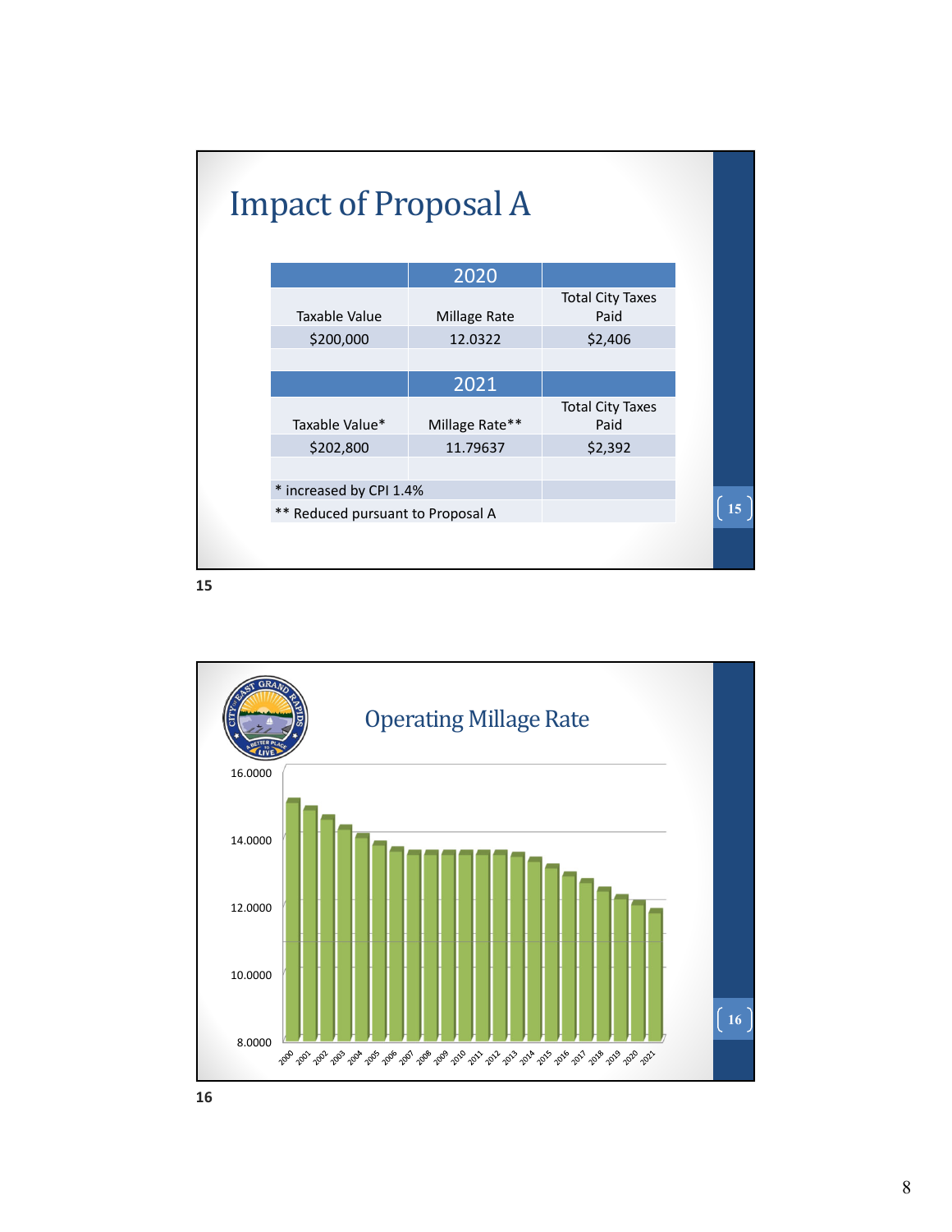# Impact of Proposal A

| | 2020 | |
|---|---|---|
| Taxable Value | Millage Rate | Total City Taxes Paid |
| $200,000 | 12.0322 | $2,406 |
| | | |
| | **2021** | |
| Taxable Value* | Millage Rate** | Total City Taxes Paid |
| $202,800 | 11.79637 | $2,392 |
| | | |
| * increased by CPI 1.4% | | |
| ** Reduced pursuant to Proposal A | | |

## Operating Millage Rate

16.0000
14.0000
12.0000
10.0000
8.0000

2000 2001 2002 2003 2004 2005 2006 2007 2008 2009 2010 2011 2012 2013 2014 2015 2016 2017 2018 2019 2020 2021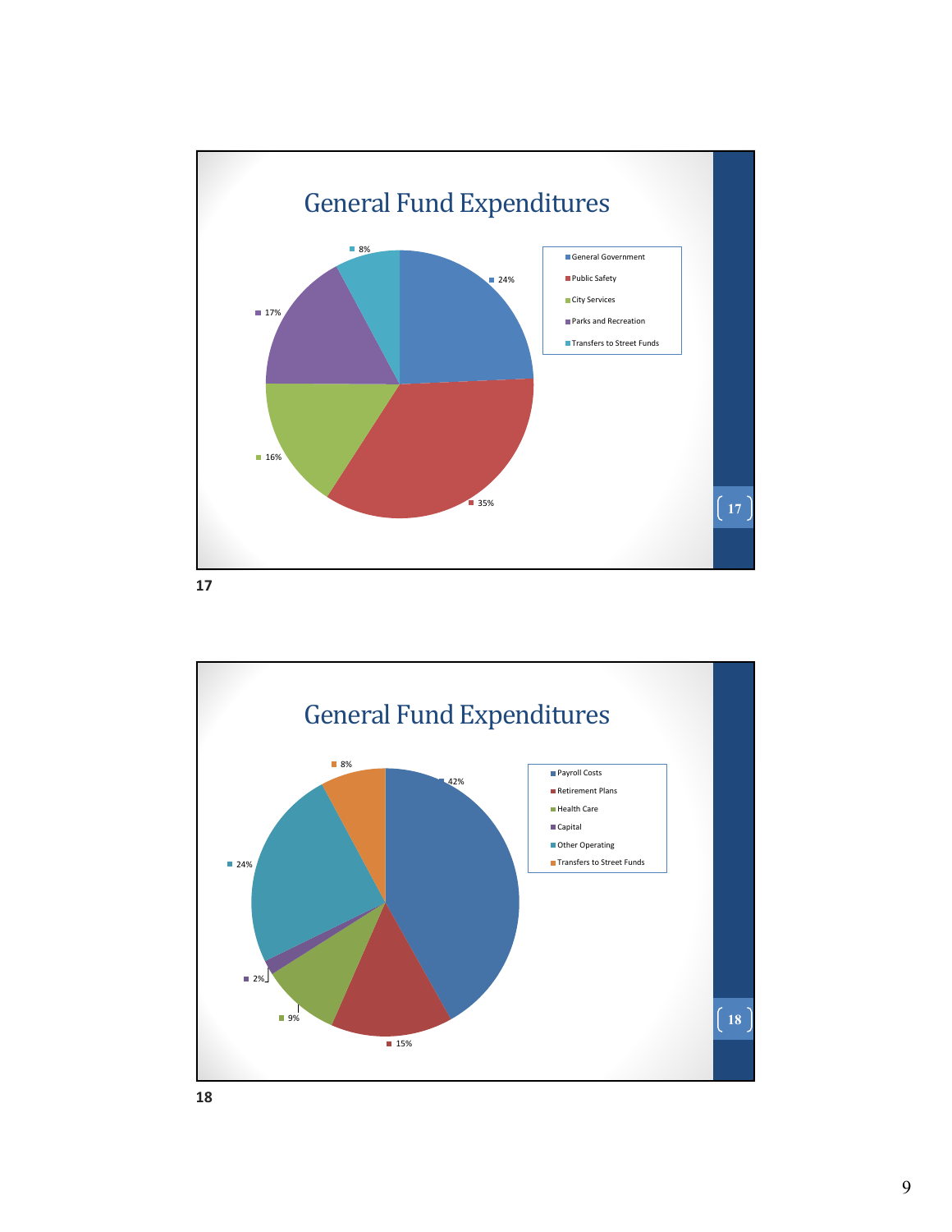## General Fund Expenditures

| Category | Percentage |
|---|---|
| General Government | 24% |
| Public Safety | 35% |
| City Services | 16% |
| Parks and Recreation | 17% |
| Transfers to Street Funds | 8% |

17

## General Fund Expenditures

| Category | Percentage |
|---|---|
| Payroll Costs | 42% |
| Retirement Plans | 15% |
| Health Care | 9% |
| Capital | 2% |
| Other Operating | 24% |
| Transfers to Street Funds | 8% |

18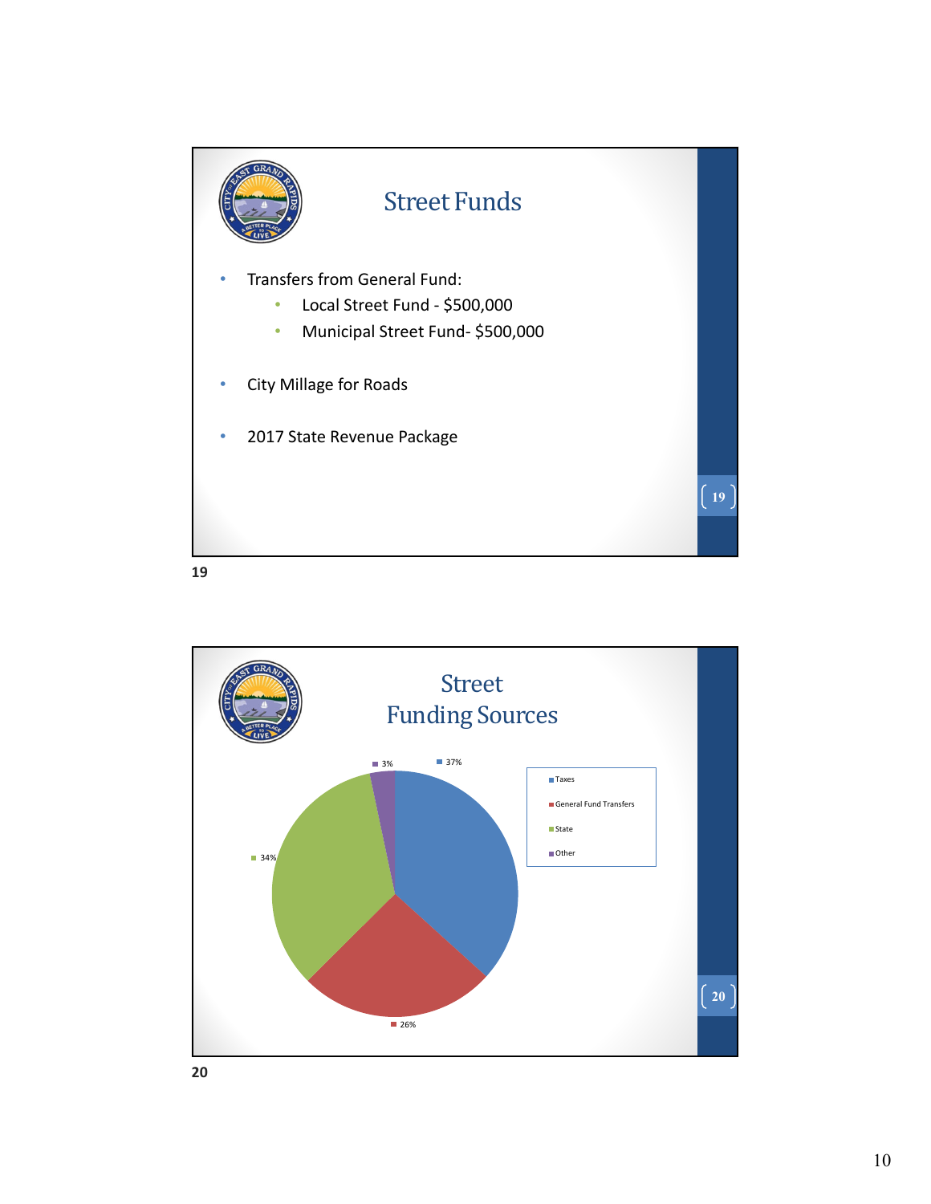## Street Funds

- Transfers from General Fund:
  - Local Street Fund - $500,000
  - Municipal Street Fund- $500,000
- City Millage for Roads
- 2017 State Revenue Package

## Street Funding Sources

3%
37%
34%
26%

Taxes
General Fund Transfers
State
Other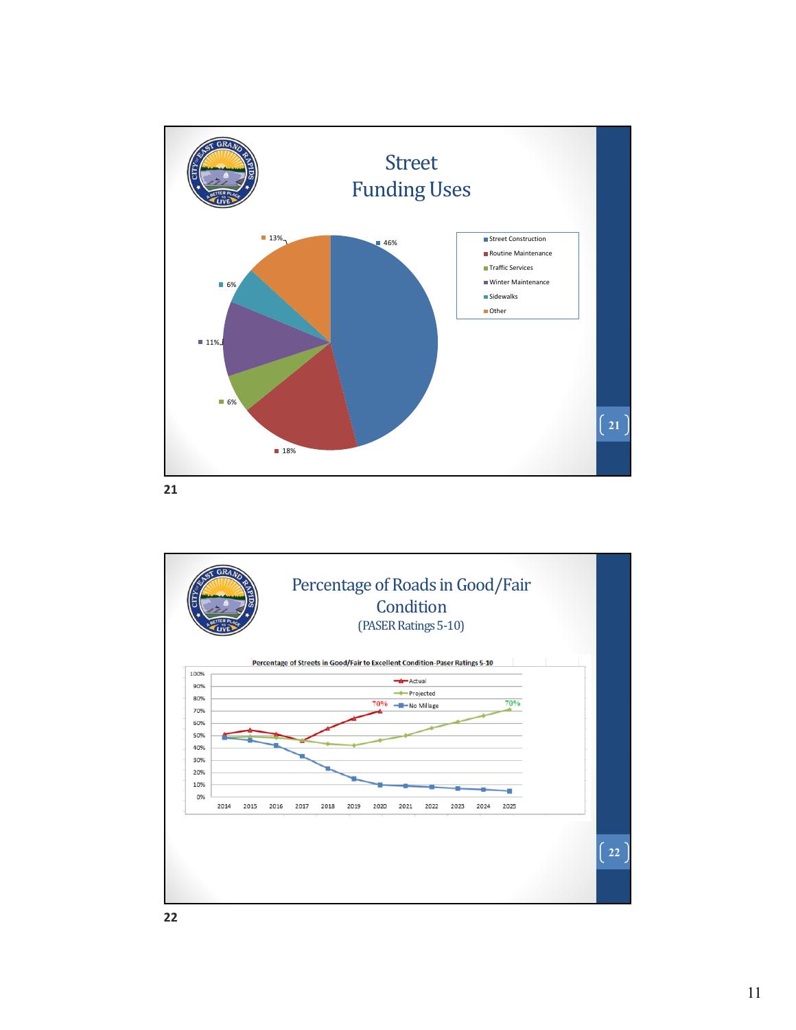## Street Funding Uses

13%
46%
6%
11%
6%
18%

Street Construction
Routine Maintenance
Traffic Services
Winter Maintenance
Sidewalks
Other

21

## Percentage of Roads in Good/Fair Condition

(PASER Ratings 5-10)

Percentage of Streets in Good/Fair to Excellent Condition-Paser Ratings 5-10

100%
90%
80%
70%
60%
50%
40%
30%
20%
10%
0%

2014 2015 2016 2017 2018 2019 2020 2021 2022 2023 2024 2025

Actual
Projected
No Millage

70%
70%

22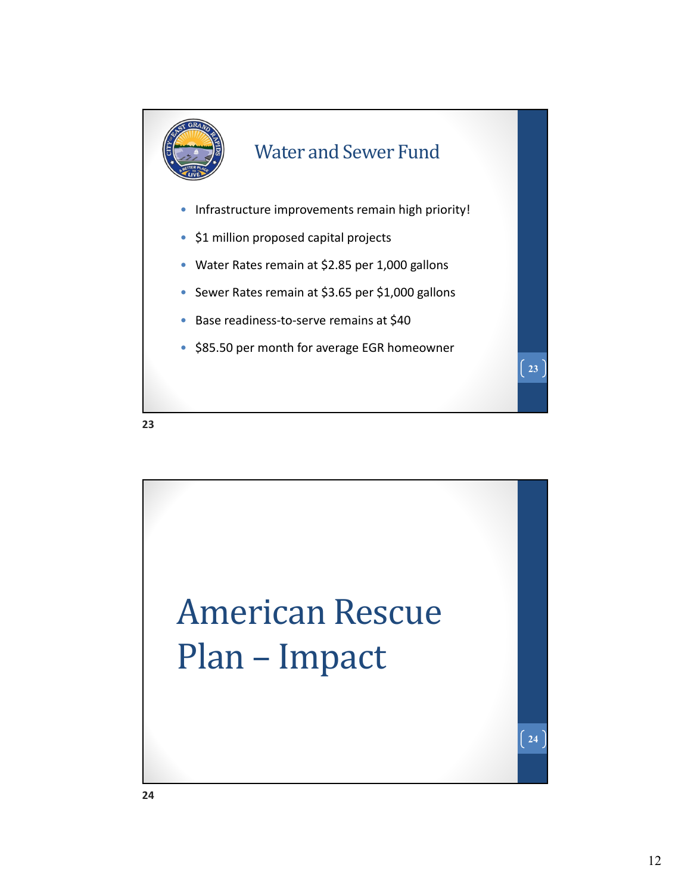## Water and Sewer Fund

- Infrastructure improvements remain high priority!
- $1 million proposed capital projects
- Water Rates remain at $2.85 per 1,000 gallons
- Sewer Rates remain at $3.65 per $1,000 gallons
- Base readiness-to-serve remains at $40
- $85.50 per month for average EGR homeowner

# American Rescue Plan – Impact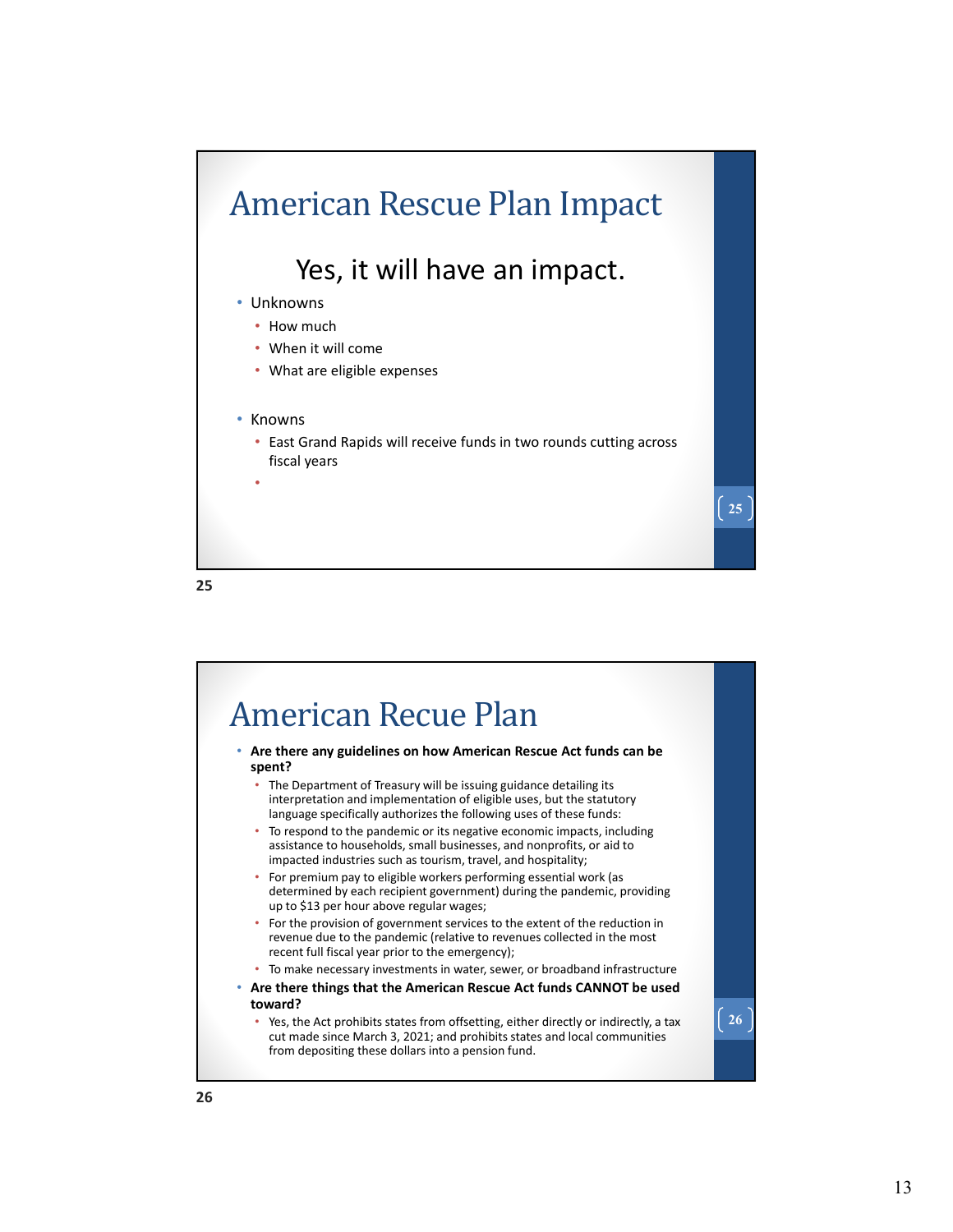# American Rescue Plan Impact

## Yes, it will have an impact.

- Unknowns
  - How much
  - When it will come
  - What are eligible expenses
- Knowns
  - East Grand Rapids will receive funds in two rounds cutting across fiscal years
  - 

# American Recue Plan

- **Are there any guidelines on how American Rescue Act funds can be spent?**
  - The Department of Treasury will be issuing guidance detailing its interpretation and implementation of eligible uses, but the statutory language specifically authorizes the following uses of these funds:
  - To respond to the pandemic or its negative economic impacts, including assistance to households, small businesses, and nonprofits, or aid to impacted industries such as tourism, travel, and hospitality;
  - For premium pay to eligible workers performing essential work (as determined by each recipient government) during the pandemic, providing up to $13 per hour above regular wages;
  - For the provision of government services to the extent of the reduction in revenue due to the pandemic (relative to revenues collected in the most recent full fiscal year prior to the emergency);
  - To make necessary investments in water, sewer, or broadband infrastructure
- **Are there things that the American Rescue Act funds CANNOT be used toward?**
  - Yes, the Act prohibits states from offsetting, either directly or indirectly, a tax cut made since March 3, 2021; and prohibits states and local communities from depositing these dollars into a pension fund.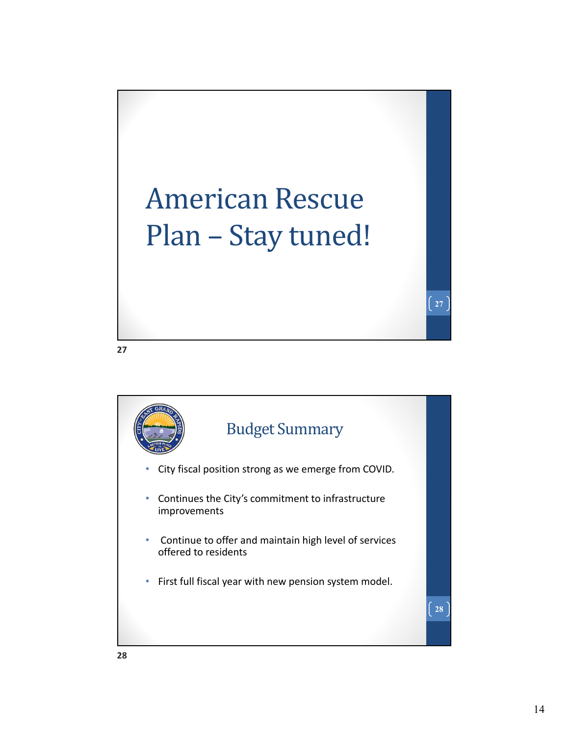# American Rescue Plan – Stay tuned!

## Budget Summary

- City fiscal position strong as we emerge from COVID.
- Continues the City's commitment to infrastructure improvements
- Continue to offer and maintain high level of services offered to residents
- First full fiscal year with new pension system model.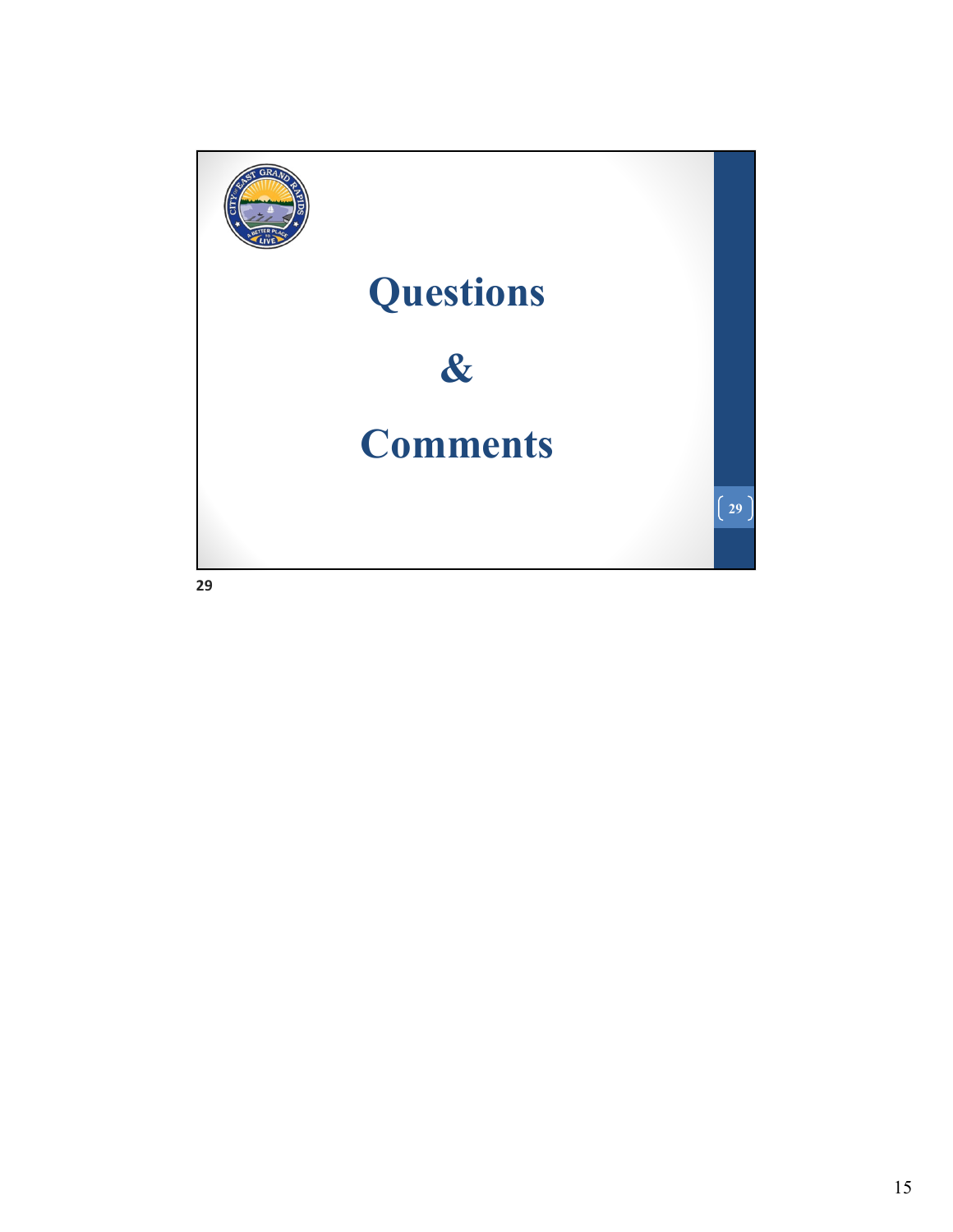# Questions

# &

# Comments